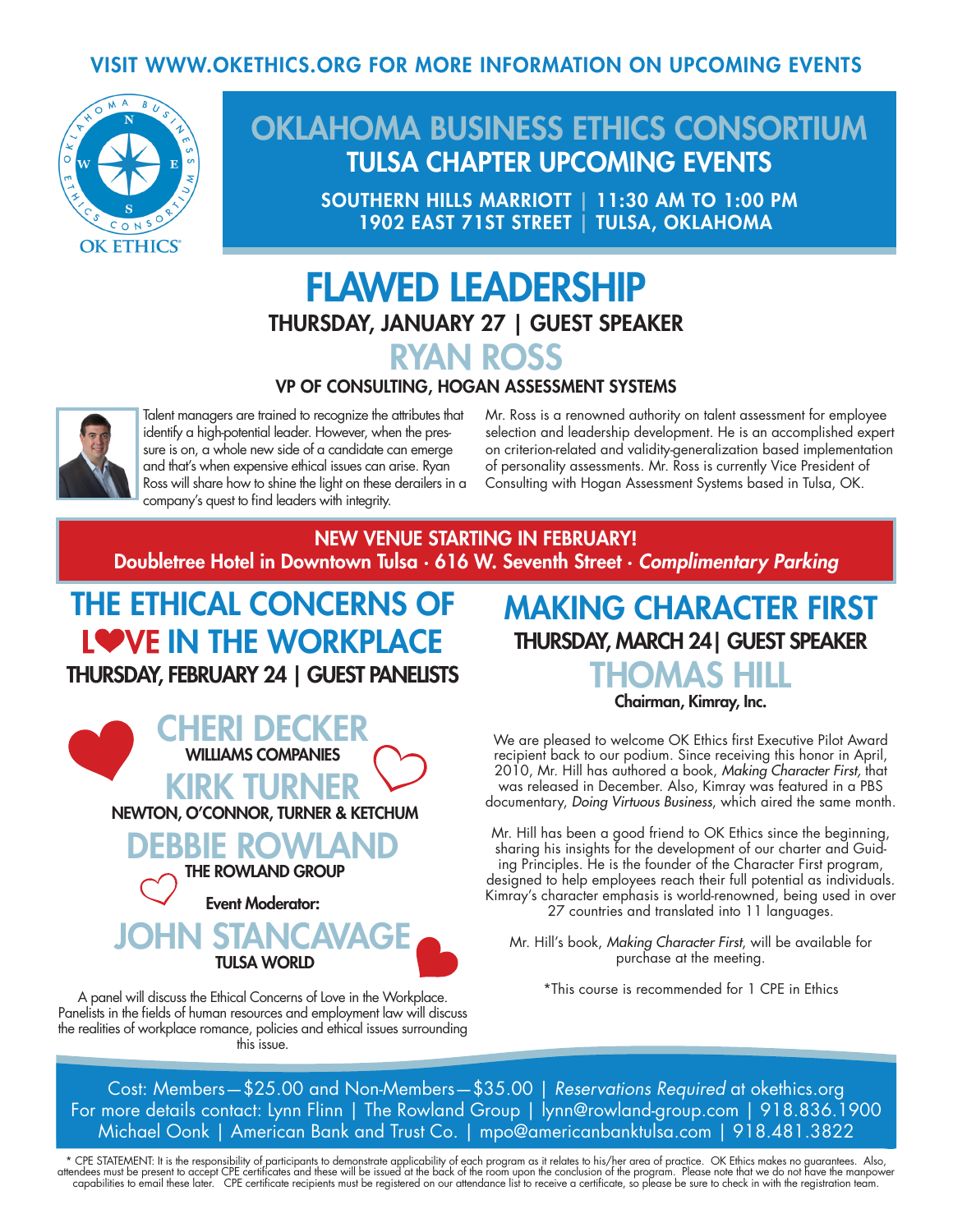VISIT WWW.OKETHICS.ORG FOR MORE INFORMATION ON UPCOMING EVENTS

OK ETHICS

# OKLAHOMA BUSINESS ETHICS CONSORTIUM

## TULSA CHAPTER UPCOMING EVENTS

**SOUTHERN HILLS MARRIOTT | 11:30 AM TO 1:00 PM**
**1902 EAST 71ST STREET | TULSA, OKLAHOMA**

# FLAWED LEADERSHIP

**THURSDAY, JANUARY 27 | GUEST SPEAKER**

## RYAN ROSS

**VP OF CONSULTING, HOGAN ASSESSMENT SYSTEMS**

Talent managers are trained to recognize the attributes that identify a high-potential leader. However, when the pressure is on, a whole new side of a candidate can emerge and that's when expensive ethical issues can arise. Ryan Ross will share how to shine the light on these derailers in a company's quest to find leaders with integrity.

Mr. Ross is a renowned authority on talent assessment for employee selection and leadership development. He is an accomplished expert on criterion-related and validity-generalization based implementation of personality assessments. Mr. Ross is currently Vice President of Consulting with Hogan Assessment Systems based in Tulsa, OK.

**NEW VENUE STARTING IN FEBRUARY!**
**Doubletree Hotel in Downtown Tulsa · 616 W. Seventh Street · *Complimentary Parking***

# THE ETHICAL CONCERNS OF LOVE IN THE WORKPLACE

**THURSDAY, FEBRUARY 24 | GUEST PANELISTS**

## CHERI DECKER
**WILLIAMS COMPANIES**

## KIRK TURNER
**NEWTON, O'CONNOR, TURNER & KETCHUM**

## DEBBIE ROWLAND
**THE ROWLAND GROUP**

**Event Moderator:**

## JOHN STANCAVAGE
**TULSA WORLD**

A panel will discuss the Ethical Concerns of Love in the Workplace. Panelists in the fields of human resources and employment law will discuss the realities of workplace romance, policies and ethical issues surrounding this issue.

# MAKING CHARACTER FIRST

**THURSDAY, MARCH 24| GUEST SPEAKER**

## THOMAS HILL

**Chairman, Kimray, Inc.**

We are pleased to welcome OK Ethics first Executive Pilot Award recipient back to our podium. Since receiving this honor in April, 2010, Mr. Hill has authored a book, *Making Character First,* that was released in December. Also, Kimray was featured in a PBS documentary, *Doing Virtuous Business*, which aired the same month.

Mr. Hill has been a good friend to OK Ethics since the beginning, sharing his insights for the development of our charter and Guiding Principles. He is the founder of the Character First program, designed to help employees reach their full potential as individuals. Kimray's character emphasis is world-renowned, being used in over 27 countries and translated into 11 languages.

Mr. Hill's book, *Making Character First*, will be available for purchase at the meeting.

*This course is recommended for 1 CPE in Ethics

Cost: Members—$25.00 and Non-Members—$35.00 | *Reservations Required* at okethics.org
For more details contact: Lynn Flinn | The Rowland Group | lynn@rowland-group.com | 918.836.1900
Michael Oonk | American Bank and Trust Co. | mpo@americanbanktulsa.com | 918.481.3822

* CPE STATEMENT: It is the responsibility of participants to demonstrate applicability of each program as it relates to his/her area of practice. OK Ethics makes no guarantees. Also, attendees must be present to accept CPE certificates and these will be issued at the back of the room upon the conclusion of the program. Please note that we do not have the manpower capabilities to email these later. CPE certificate recipients must be registered on our attendance list to receive a certificate, so please be sure to check in with the registration team.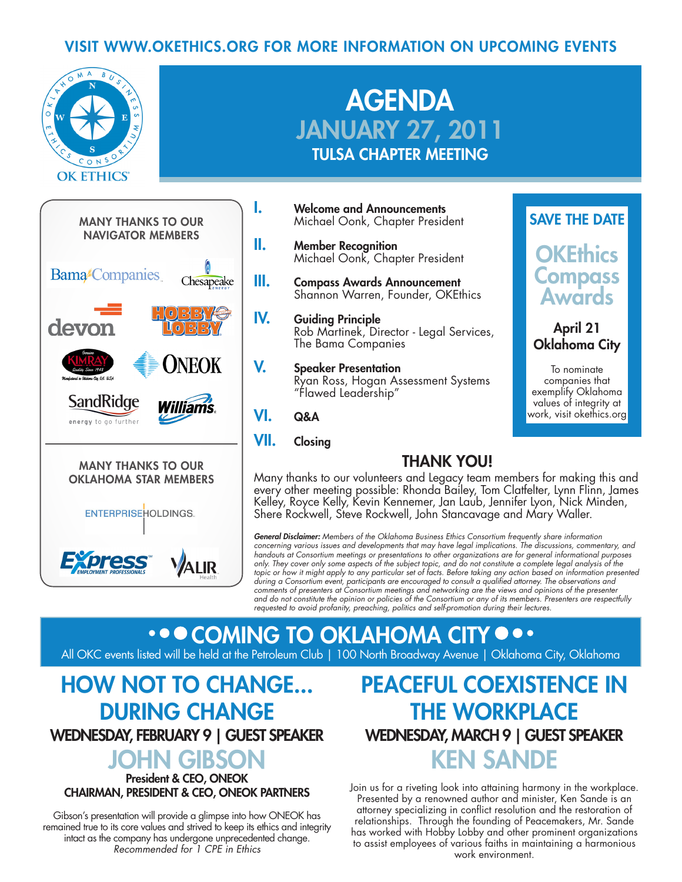VISIT WWW.OKETHICS.ORG FOR MORE INFORMATION ON UPCOMING EVENTS

OKLAHOMA BUSINESS ETHICS CONSORTIUM

OK ETHICS

# AGENDA

## JANUARY 27, 2011

### TULSA CHAPTER MEETING

MANY THANKS TO OUR NAVIGATOR MEMBERS

Bama Companies, Chesapeake Energy, devon, Hobby Lobby, Kimray, ONEOK, SandRidge energy to go further, Williams

MANY THANKS TO OUR OKLAHOMA STAR MEMBERS

Enterprise Holdings, Express Employment Professionals, Valir Health

I. **Welcome and Announcements**
Michael Oonk, Chapter President

II. **Member Recognition**
Michael Oonk, Chapter President

III. **Compass Awards Announcement**
Shannon Warren, Founder, OKEthics

IV. **Guiding Principle**
Rob Martinek, Director - Legal Services, The Bama Companies

V. **Speaker Presentation**
Ryan Ross, Hogan Assessment Systems
"Flawed Leadership"

VI. **Q&A**

VII. **Closing**

**SAVE THE DATE**

**OKEthics Compass Awards**

**April 21**
**Oklahoma City**

To nominate companies that exemplify Oklahoma values of integrity at work, visit okethics.org

## THANK YOU!

Many thanks to our volunteers and Legacy team members for making this and every other meeting possible: Rhonda Bailey, Tom Clatfelter, Lynn Flinn, James Kelley, Royce Kelly, Kevin Kennemer, Jan Laub, Jennifer Lyon, Nick Minden, Shere Rockwell, Steve Rockwell, John Stancavage and Mary Waller.

***General Disclaimer:*** *Members of the Oklahoma Business Ethics Consortium frequently share information concerning various issues and developments that may have legal implications. The discussions, commentary, and handouts at Consortium meetings or presentations to other organizations are for general informational purposes only. They cover only some aspects of the subject topic, and do not constitute a complete legal analysis of the topic or how it might apply to any particular set of facts. Before taking any action based on information presented during a Consortium event, participants are encouraged to consult a qualified attorney. The observations and comments of presenters at Consortium meetings and networking are the views and opinions of the presenter and do not constitute the opinion or policies of the Consortium or any of its members. Presenters are respectfully requested to avoid profanity, preaching, politics and self-promotion during their lectures.*

# COMING TO OKLAHOMA CITY

All OKC events listed will be held at the Petroleum Club | 100 North Broadway Avenue | Oklahoma City, Oklahoma

## HOW NOT TO CHANGE... DURING CHANGE

**WEDNESDAY, FEBRUARY 9 | GUEST SPEAKER**

### JOHN GIBSON

**President & CEO, ONEOK**
**CHAIRMAN, PRESIDENT & CEO, ONEOK PARTNERS**

Gibson's presentation will provide a glimpse into how ONEOK has remained true to its core values and strived to keep its ethics and integrity intact as the company has undergone unprecedented change.
*Recommended for 1 CPE in Ethics*

## PEACEFUL COEXISTENCE IN THE WORKPLACE

**WEDNESDAY, MARCH 9 | GUEST SPEAKER**

### KEN SANDE

Join us for a riveting look into attaining harmony in the workplace. Presented by a renowned author and minister, Ken Sande is an attorney specializing in conflict resolution and the restoration of relationships. Through the founding of Peacemakers, Mr. Sande has worked with Hobby Lobby and other prominent organizations to assist employees of various faiths in maintaining a harmonious work environment.